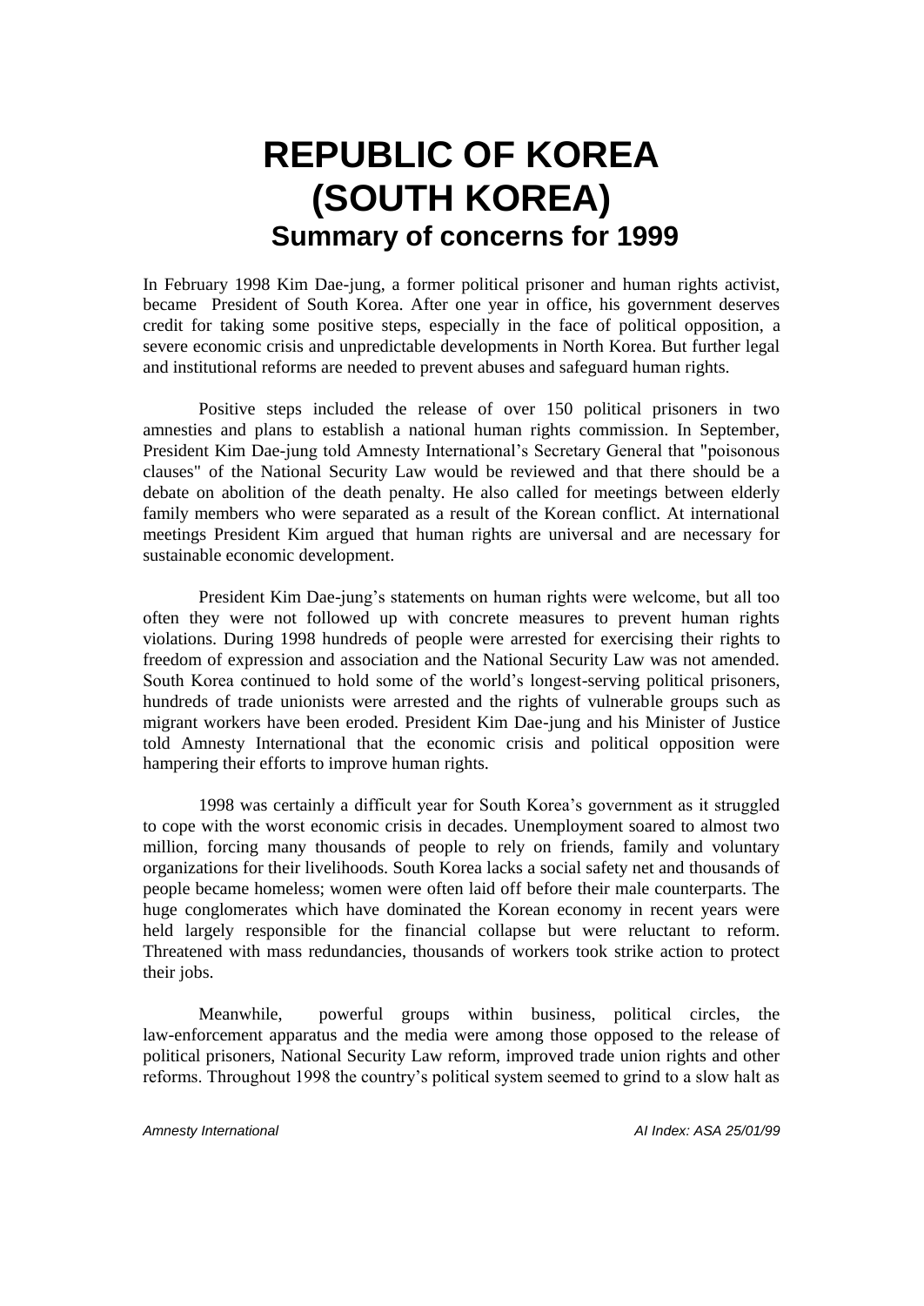# REPUBLIC OF KOREA (SOUTH KOREA)

## Summary of concerns for 1999

In February 1998 Kim Dae-jung, a former political prisoner and human rights activist, became President of South Korea. After one year in office, his government deserves credit for taking some positive steps, especially in the face of political opposition, a severe economic crisis and unpredictable developments in North Korea. But further legal and institutional reforms are needed to prevent abuses and safeguard human rights.

Positive steps included the release of over 150 political prisoners in two amnesties and plans to establish a national human rights commission. In September, President Kim Dae-jung told Amnesty International's Secretary General that "poisonous clauses" of the National Security Law would be reviewed and that there should be a debate on abolition of the death penalty. He also called for meetings between elderly family members who were separated as a result of the Korean conflict. At international meetings President Kim argued that human rights are universal and are necessary for sustainable economic development.

President Kim Dae-jung's statements on human rights were welcome, but all too often they were not followed up with concrete measures to prevent human rights violations. During 1998 hundreds of people were arrested for exercising their rights to freedom of expression and association and the National Security Law was not amended. South Korea continued to hold some of the world's longest-serving political prisoners, hundreds of trade unionists were arrested and the rights of vulnerable groups such as migrant workers have been eroded. President Kim Dae-jung and his Minister of Justice told Amnesty International that the economic crisis and political opposition were hampering their efforts to improve human rights.

1998 was certainly a difficult year for South Korea's government as it struggled to cope with the worst economic crisis in decades. Unemployment soared to almost two million, forcing many thousands of people to rely on friends, family and voluntary organizations for their livelihoods. South Korea lacks a social safety net and thousands of people became homeless; women were often laid off before their male counterparts. The huge conglomerates which have dominated the Korean economy in recent years were held largely responsible for the financial collapse but were reluctant to reform. Threatened with mass redundancies, thousands of workers took strike action to protect their jobs.

Meanwhile, powerful groups within business, political circles, the law-enforcement apparatus and the media were among those opposed to the release of political prisoners, National Security Law reform, improved trade union rights and other reforms. Throughout 1998 the country's political system seemed to grind to a slow halt as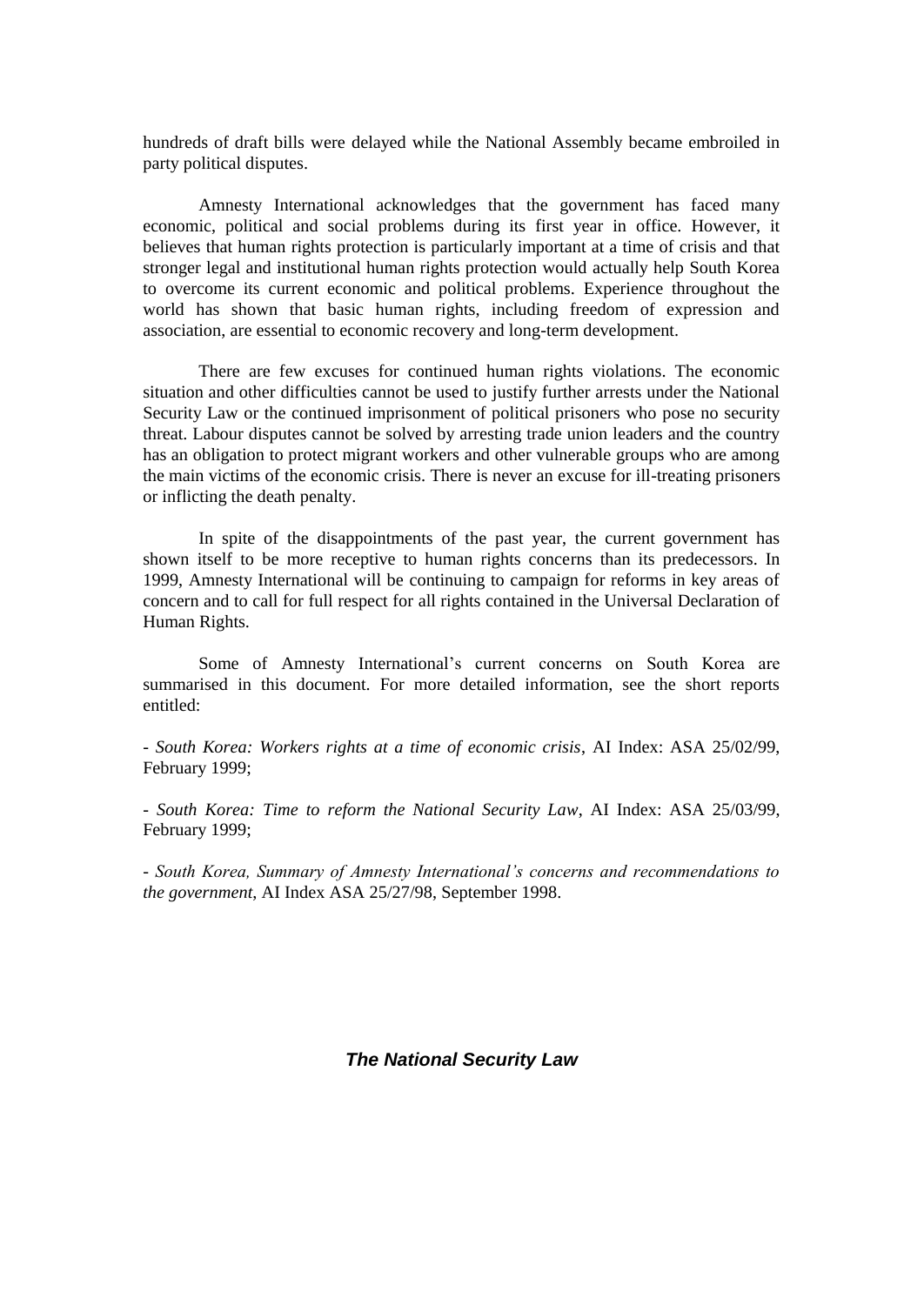hundreds of draft bills were delayed while the National Assembly became embroiled in party political disputes.

Amnesty International acknowledges that the government has faced many economic, political and social problems during its first year in office. However, it believes that human rights protection is particularly important at a time of crisis and that stronger legal and institutional human rights protection would actually help South Korea to overcome its current economic and political problems. Experience throughout the world has shown that basic human rights, including freedom of expression and association, are essential to economic recovery and long-term development.

There are few excuses for continued human rights violations. The economic situation and other difficulties cannot be used to justify further arrests under the National Security Law or the continued imprisonment of political prisoners who pose no security threat. Labour disputes cannot be solved by arresting trade union leaders and the country has an obligation to protect migrant workers and other vulnerable groups who are among the main victims of the economic crisis. There is never an excuse for ill-treating prisoners or inflicting the death penalty.

In spite of the disappointments of the past year, the current government has shown itself to be more receptive to human rights concerns than its predecessors. In 1999, Amnesty International will be continuing to campaign for reforms in key areas of concern and to call for full respect for all rights contained in the Universal Declaration of Human Rights.

Some of Amnesty International's current concerns on South Korea are summarised in this document. For more detailed information, see the short reports entitled:

- *South Korea: Workers rights at a time of economic crisis*, AI Index: ASA 25/02/99, February 1999;

- *South Korea: Time to reform the National Security Law*, AI Index: ASA 25/03/99, February 1999;

- *South Korea, Summary of Amnesty International's concerns and recommendations to the government*, AI Index ASA 25/27/98, September 1998.

## *The National Security Law*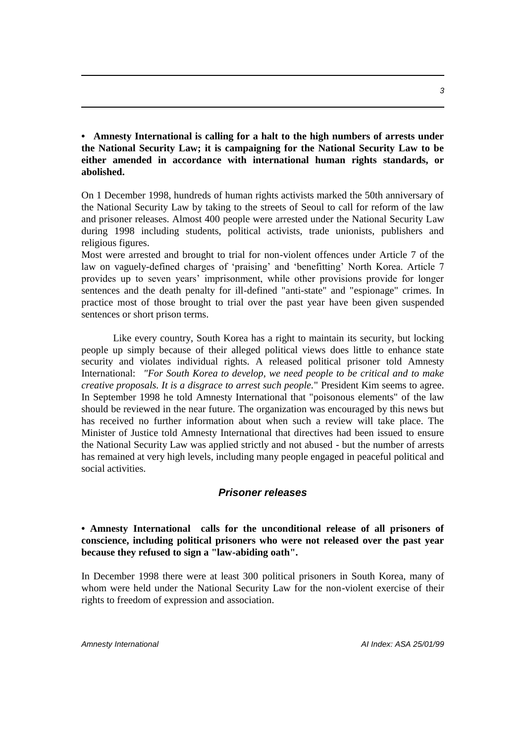**• Amnesty International is calling for a halt to the high numbers of arrests under the National Security Law; it is campaigning for the National Security Law to be either amended in accordance with international human rights standards, or abolished.**

On 1 December 1998, hundreds of human rights activists marked the 50th anniversary of the National Security Law by taking to the streets of Seoul to call for reform of the law and prisoner releases. Almost 400 people were arrested under the National Security Law during 1998 including students, political activists, trade unionists, publishers and religious figures.

Most were arrested and brought to trial for non-violent offences under Article 7 of the law on vaguely-defined charges of 'praising' and 'benefitting' North Korea. Article 7 provides up to seven years' imprisonment, while other provisions provide for longer sentences and the death penalty for ill-defined "anti-state" and "espionage" crimes. In practice most of those brought to trial over the past year have been given suspended sentences or short prison terms.

Like every country, South Korea has a right to maintain its security, but locking people up simply because of their alleged political views does little to enhance state security and violates individual rights. A released political prisoner told Amnesty International: *"For South Korea to develop, we need people to be critical and to make creative proposals. It is a disgrace to arrest such people."* President Kim seems to agree. In September 1998 he told Amnesty International that "poisonous elements" of the law should be reviewed in the near future. The organization was encouraged by this news but has received no further information about when such a review will take place. The Minister of Justice told Amnesty International that directives had been issued to ensure the National Security Law was applied strictly and not abused - but the number of arrests has remained at very high levels, including many people engaged in peaceful political and social activities.

## *Prisoner releases*

**• Amnesty International calls for the unconditional release of all prisoners of conscience, including political prisoners who were not released over the past year because they refused to sign a "law-abiding oath".**

In December 1998 there were at least 300 political prisoners in South Korea, many of whom were held under the National Security Law for the non-violent exercise of their rights to freedom of expression and association.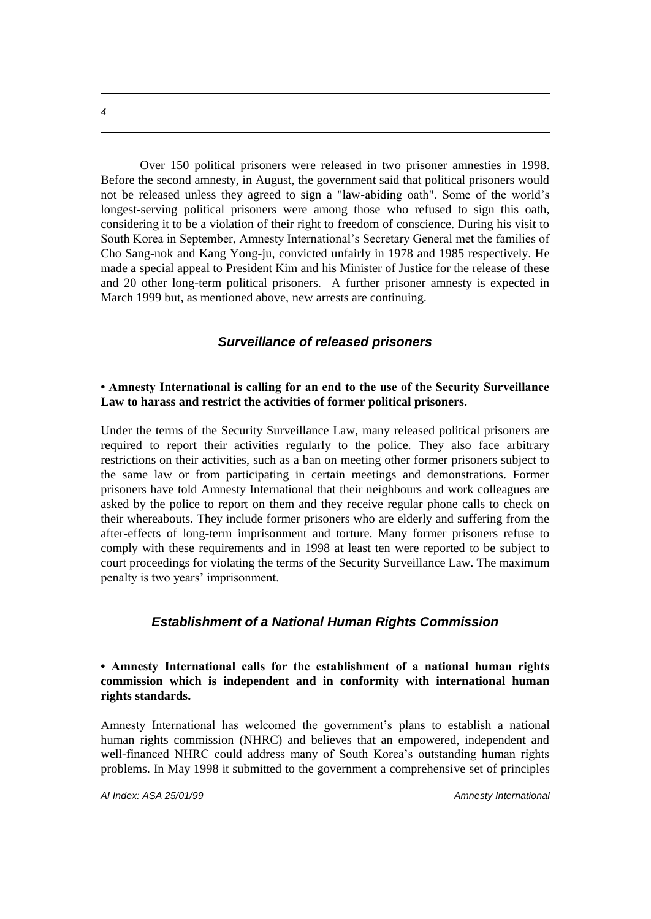Over 150 political prisoners were released in two prisoner amnesties in 1998. Before the second amnesty, in August, the government said that political prisoners would not be released unless they agreed to sign a "law-abiding oath". Some of the world's longest-serving political prisoners were among those who refused to sign this oath, considering it to be a violation of their right to freedom of conscience. During his visit to South Korea in September, Amnesty International's Secretary General met the families of Cho Sang-nok and Kang Yong-ju, convicted unfairly in 1978 and 1985 respectively. He made a special appeal to President Kim and his Minister of Justice for the release of these and 20 other long-term political prisoners. A further prisoner amnesty is expected in March 1999 but, as mentioned above, new arrests are continuing.

## *Surveillance of released prisoners*

**• Amnesty International is calling for an end to the use of the Security Surveillance Law to harass and restrict the activities of former political prisoners.**

Under the terms of the Security Surveillance Law, many released political prisoners are required to report their activities regularly to the police. They also face arbitrary restrictions on their activities, such as a ban on meeting other former prisoners subject to the same law or from participating in certain meetings and demonstrations. Former prisoners have told Amnesty International that their neighbours and work colleagues are asked by the police to report on them and they receive regular phone calls to check on their whereabouts. They include former prisoners who are elderly and suffering from the after-effects of long-term imprisonment and torture. Many former prisoners refuse to comply with these requirements and in 1998 at least ten were reported to be subject to court proceedings for violating the terms of the Security Surveillance Law. The maximum penalty is two years' imprisonment.

## *Establishment of a National Human Rights Commission*

**• Amnesty International calls for the establishment of a national human rights commission which is independent and in conformity with international human rights standards.**

Amnesty International has welcomed the government's plans to establish a national human rights commission (NHRC) and believes that an empowered, independent and well-financed NHRC could address many of South Korea's outstanding human rights problems. In May 1998 it submitted to the government a comprehensive set of principles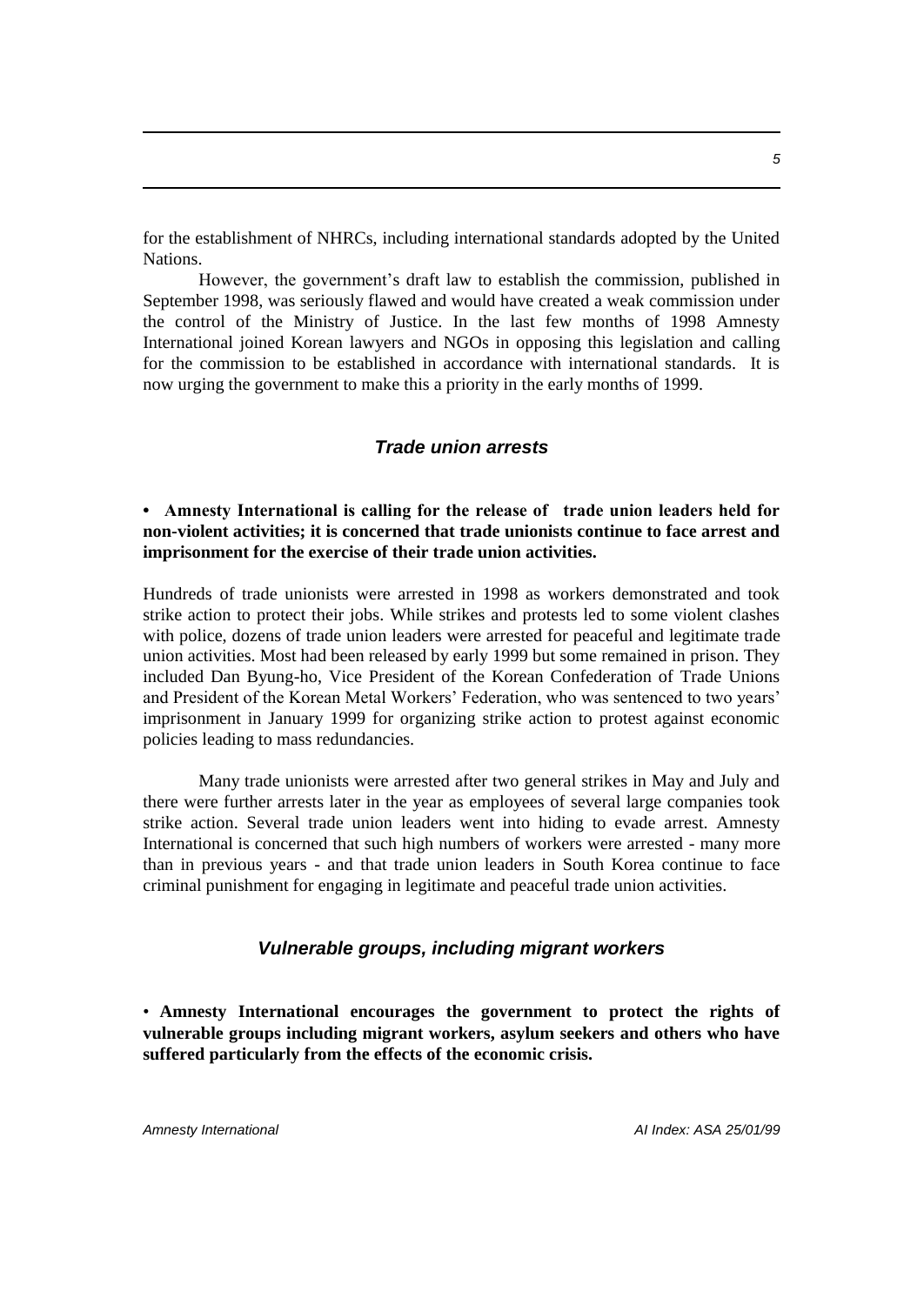for the establishment of NHRCs, including international standards adopted by the United Nations.

However, the government's draft law to establish the commission, published in September 1998, was seriously flawed and would have created a weak commission under the control of the Ministry of Justice. In the last few months of 1998 Amnesty International joined Korean lawyers and NGOs in opposing this legislation and calling for the commission to be established in accordance with international standards. It is now urging the government to make this a priority in the early months of 1999.

### *Trade union arrests*

**• Amnesty International is calling for the release of trade union leaders held for non-violent activities; it is concerned that trade unionists continue to face arrest and imprisonment for the exercise of their trade union activities.**

Hundreds of trade unionists were arrested in 1998 as workers demonstrated and took strike action to protect their jobs. While strikes and protests led to some violent clashes with police, dozens of trade union leaders were arrested for peaceful and legitimate trade union activities. Most had been released by early 1999 but some remained in prison. They included Dan Byung-ho, Vice President of the Korean Confederation of Trade Unions and President of the Korean Metal Workers' Federation, who was sentenced to two years' imprisonment in January 1999 for organizing strike action to protest against economic policies leading to mass redundancies.

Many trade unionists were arrested after two general strikes in May and July and there were further arrests later in the year as employees of several large companies took strike action. Several trade union leaders went into hiding to evade arrest. Amnesty International is concerned that such high numbers of workers were arrested - many more than in previous years - and that trade union leaders in South Korea continue to face criminal punishment for engaging in legitimate and peaceful trade union activities.

### *Vulnerable groups, including migrant workers*

**• Amnesty International encourages the government to protect the rights of vulnerable groups including migrant workers, asylum seekers and others who have suffered particularly from the effects of the economic crisis.**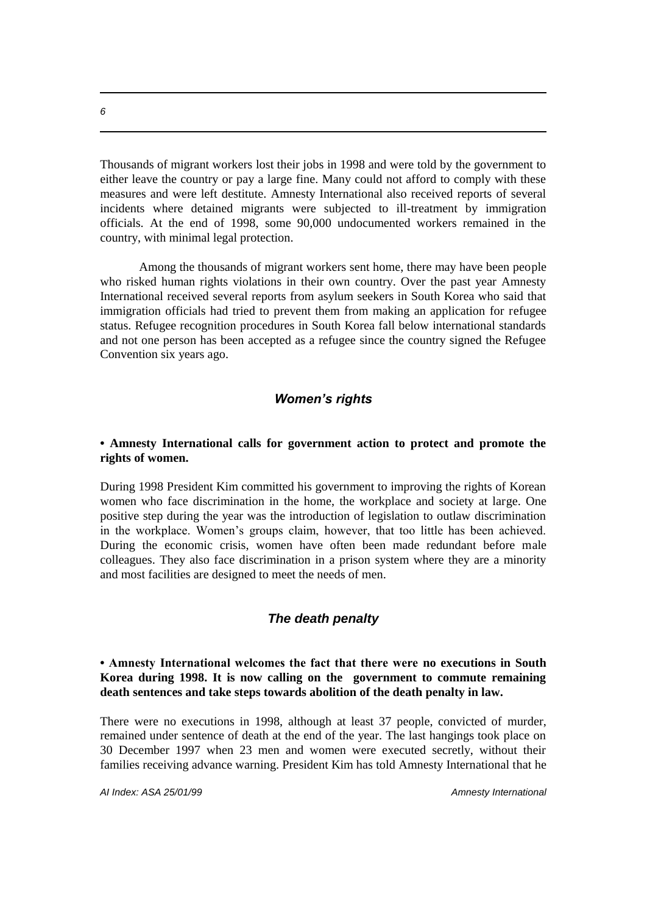Thousands of migrant workers lost their jobs in 1998 and were told by the government to either leave the country or pay a large fine. Many could not afford to comply with these measures and were left destitute. Amnesty International also received reports of several incidents where detained migrants were subjected to ill-treatment by immigration officials. At the end of 1998, some 90,000 undocumented workers remained in the country, with minimal legal protection.

Among the thousands of migrant workers sent home, there may have been people who risked human rights violations in their own country. Over the past year Amnesty International received several reports from asylum seekers in South Korea who said that immigration officials had tried to prevent them from making an application for refugee status. Refugee recognition procedures in South Korea fall below international standards and not one person has been accepted as a refugee since the country signed the Refugee Convention six years ago.

## *Women's rights*

**• Amnesty International calls for government action to protect and promote the rights of women.**

During 1998 President Kim committed his government to improving the rights of Korean women who face discrimination in the home, the workplace and society at large. One positive step during the year was the introduction of legislation to outlaw discrimination in the workplace. Women's groups claim, however, that too little has been achieved. During the economic crisis, women have often been made redundant before male colleagues. They also face discrimination in a prison system where they are a minority and most facilities are designed to meet the needs of men.

## *The death penalty*

**• Amnesty International welcomes the fact that there were no executions in South Korea during 1998. It is now calling on the government to commute remaining death sentences and take steps towards abolition of the death penalty in law.**

There were no executions in 1998, although at least 37 people, convicted of murder, remained under sentence of death at the end of the year. The last hangings took place on 30 December 1997 when 23 men and women were executed secretly, without their families receiving advance warning. President Kim has told Amnesty International that he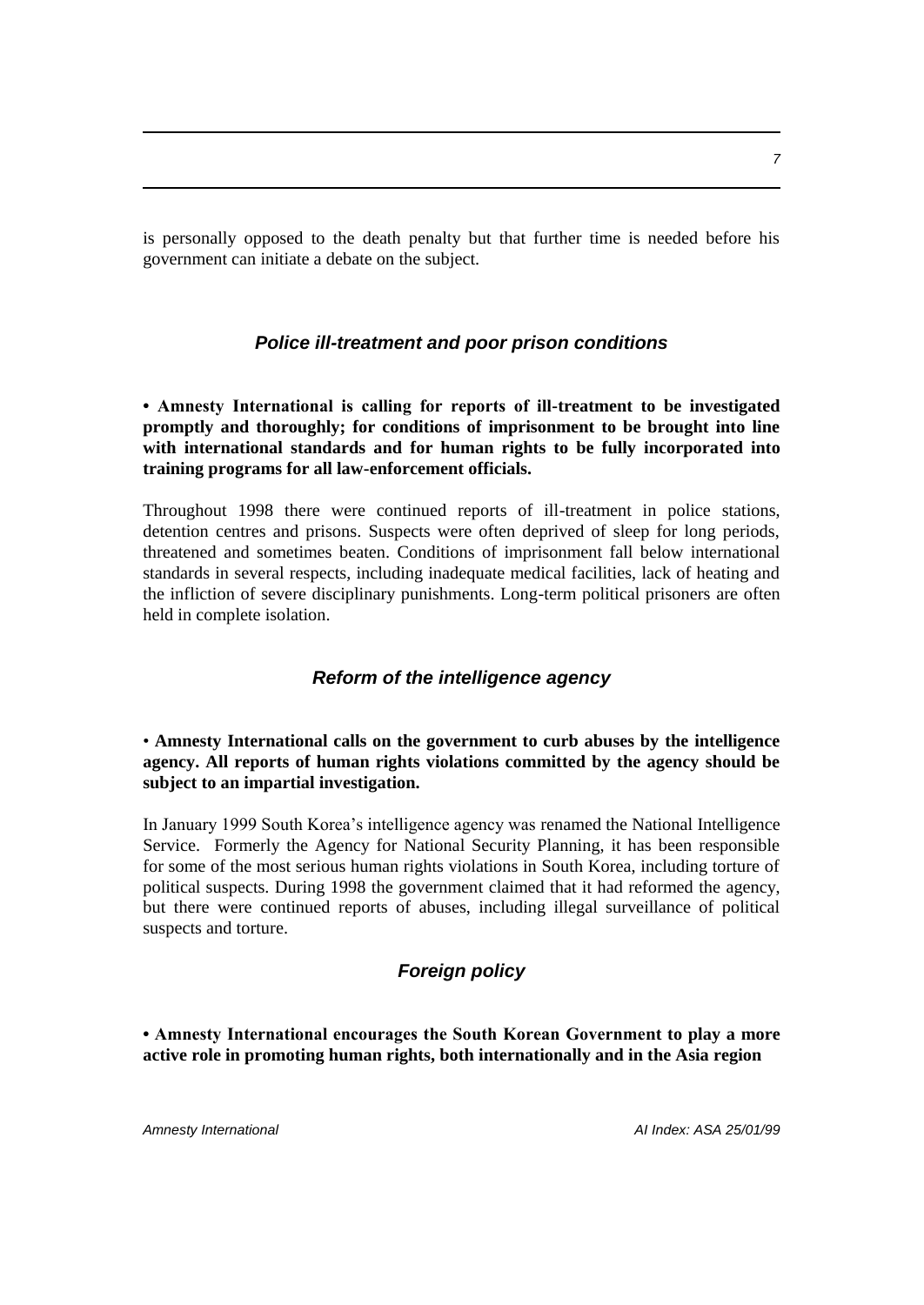is personally opposed to the death penalty but that further time is needed before his government can initiate a debate on the subject.

## *Police ill-treatment and poor prison conditions*

**• Amnesty International is calling for reports of ill-treatment to be investigated promptly and thoroughly; for conditions of imprisonment to be brought into line with international standards and for human rights to be fully incorporated into training programs for all law-enforcement officials.**

Throughout 1998 there were continued reports of ill-treatment in police stations, detention centres and prisons. Suspects were often deprived of sleep for long periods, threatened and sometimes beaten. Conditions of imprisonment fall below international standards in several respects, including inadequate medical facilities, lack of heating and the infliction of severe disciplinary punishments. Long-term political prisoners are often held in complete isolation.

## *Reform of the intelligence agency*

• **Amnesty International calls on the government to curb abuses by the intelligence agency. All reports of human rights violations committed by the agency should be subject to an impartial investigation.**

In January 1999 South Korea's intelligence agency was renamed the National Intelligence Service. Formerly the Agency for National Security Planning, it has been responsible for some of the most serious human rights violations in South Korea, including torture of political suspects. During 1998 the government claimed that it had reformed the agency, but there were continued reports of abuses, including illegal surveillance of political suspects and torture.

## *Foreign policy*

**• Amnesty International encourages the South Korean Government to play a more active role in promoting human rights, both internationally and in the Asia region**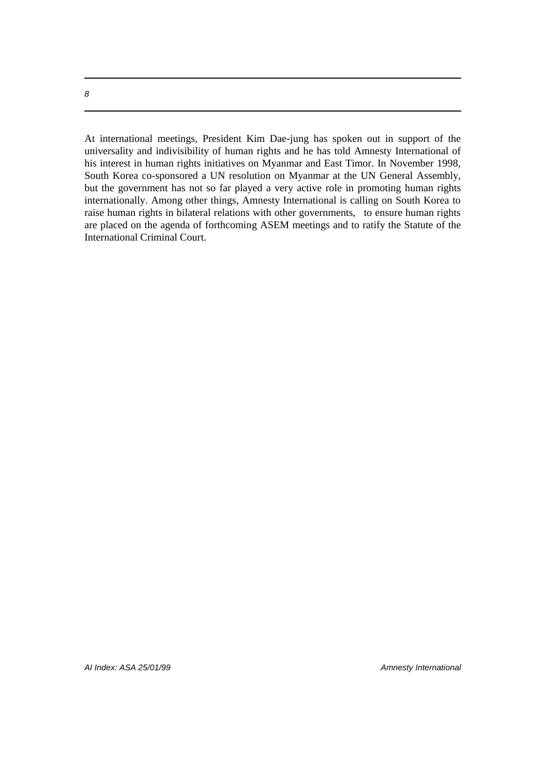At international meetings, President Kim Dae-jung has spoken out in support of the universality and indivisibility of human rights and he has told Amnesty International of his interest in human rights initiatives on Myanmar and East Timor. In November 1998, South Korea co-sponsored a UN resolution on Myanmar at the UN General Assembly, but the government has not so far played a very active role in promoting human rights internationally. Among other things, Amnesty International is calling on South Korea to raise human rights in bilateral relations with other governments, to ensure human rights are placed on the agenda of forthcoming ASEM meetings and to ratify the Statute of the International Criminal Court.